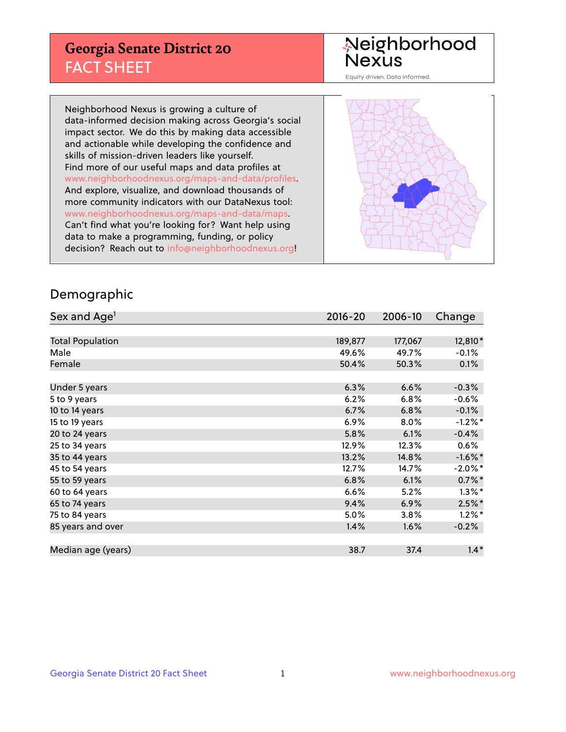# Georgia Senate District 20
## FACT SHEET

Neighborhood Nexus
Equity driven. Data informed.

Neighborhood Nexus is growing a culture of data-informed decision making across Georgia's social impact sector. We do this by making data accessible and actionable while developing the confidence and skills of mission-driven leaders like yourself. Find more of our useful maps and data profiles at www.neighborhoodnexus.org/maps-and-data/profiles. And explore, visualize, and download thousands of more community indicators with our DataNexus tool: www.neighborhoodnexus.org/maps-and-data/maps. Can't find what you're looking for? Want help using data to make a programming, funding, or policy decision? Reach out to info@neighborhoodnexus.org!

## Demographic

| Sex and Age[1] | 2016-20 | 2006-10 | Change |
|---|---|---|---|
| Total Population | 189,877 | 177,067 | 12,810* |
| Male | 49.6% | 49.7% | -0.1% |
| Female | 50.4% | 50.3% | 0.1% |
| Under 5 years | 6.3% | 6.6% | -0.3% |
| 5 to 9 years | 6.2% | 6.8% | -0.6% |
| 10 to 14 years | 6.7% | 6.8% | -0.1% |
| 15 to 19 years | 6.9% | 8.0% | -1.2%* |
| 20 to 24 years | 5.8% | 6.1% | -0.4% |
| 25 to 34 years | 12.9% | 12.3% | 0.6% |
| 35 to 44 years | 13.2% | 14.8% | -1.6%* |
| 45 to 54 years | 12.7% | 14.7% | -2.0%* |
| 55 to 59 years | 6.8% | 6.1% | 0.7%* |
| 60 to 64 years | 6.6% | 5.2% | 1.3%* |
| 65 to 74 years | 9.4% | 6.9% | 2.5%* |
| 75 to 84 years | 5.0% | 3.8% | 1.2%* |
| 85 years and over | 1.4% | 1.6% | -0.2% |
| Median age (years) | 38.7 | 37.4 | 1.4* |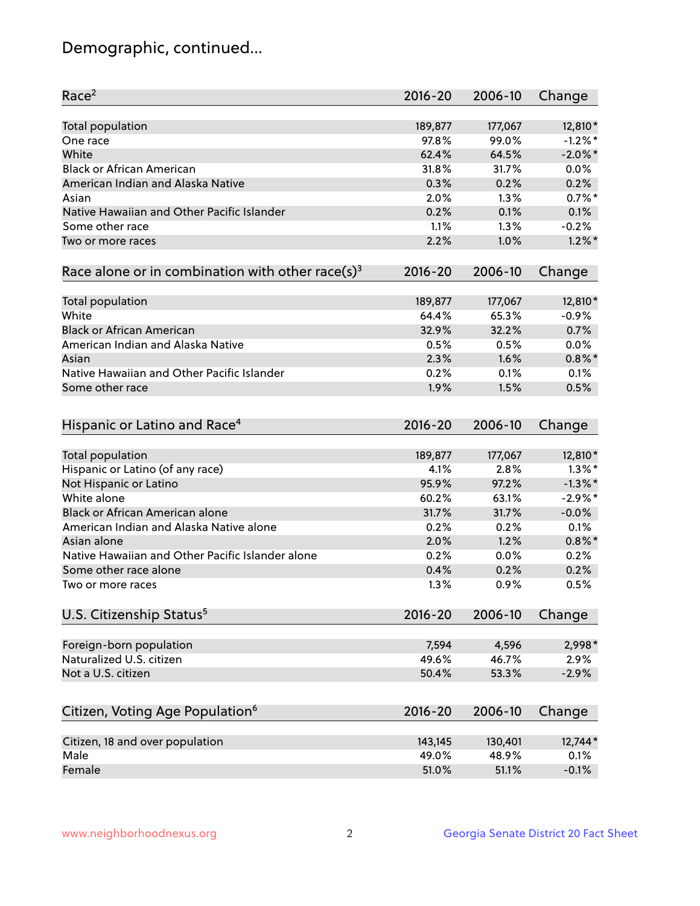# Demographic, continued...

| Race[2] | 2016-20 | 2006-10 | Change |
|---|---|---|---|
| Total population | 189,877 | 177,067 | 12,810* |
| One race | 97.8% | 99.0% | -1.2%* |
| White | 62.4% | 64.5% | -2.0%* |
| Black or African American | 31.8% | 31.7% | 0.0% |
| American Indian and Alaska Native | 0.3% | 0.2% | 0.2% |
| Asian | 2.0% | 1.3% | 0.7%* |
| Native Hawaiian and Other Pacific Islander | 0.2% | 0.1% | 0.1% |
| Some other race | 1.1% | 1.3% | -0.2% |
| Two or more races | 2.2% | 1.0% | 1.2%* |

| Race alone or in combination with other race(s)[3] | 2016-20 | 2006-10 | Change |
|---|---|---|---|
| Total population | 189,877 | 177,067 | 12,810* |
| White | 64.4% | 65.3% | -0.9% |
| Black or African American | 32.9% | 32.2% | 0.7% |
| American Indian and Alaska Native | 0.5% | 0.5% | 0.0% |
| Asian | 2.3% | 1.6% | 0.8%* |
| Native Hawaiian and Other Pacific Islander | 0.2% | 0.1% | 0.1% |
| Some other race | 1.9% | 1.5% | 0.5% |

| Hispanic or Latino and Race[4] | 2016-20 | 2006-10 | Change |
|---|---|---|---|
| Total population | 189,877 | 177,067 | 12,810* |
| Hispanic or Latino (of any race) | 4.1% | 2.8% | 1.3%* |
| Not Hispanic or Latino | 95.9% | 97.2% | -1.3%* |
| White alone | 60.2% | 63.1% | -2.9%* |
| Black or African American alone | 31.7% | 31.7% | -0.0% |
| American Indian and Alaska Native alone | 0.2% | 0.2% | 0.1% |
| Asian alone | 2.0% | 1.2% | 0.8%* |
| Native Hawaiian and Other Pacific Islander alone | 0.2% | 0.0% | 0.2% |
| Some other race alone | 0.4% | 0.2% | 0.2% |
| Two or more races | 1.3% | 0.9% | 0.5% |

| U.S. Citizenship Status[5] | 2016-20 | 2006-10 | Change |
|---|---|---|---|
| Foreign-born population | 7,594 | 4,596 | 2,998* |
| Naturalized U.S. citizen | 49.6% | 46.7% | 2.9% |
| Not a U.S. citizen | 50.4% | 53.3% | -2.9% |

| Citizen, Voting Age Population[6] | 2016-20 | 2006-10 | Change |
|---|---|---|---|
| Citizen, 18 and over population | 143,145 | 130,401 | 12,744* |
| Male | 49.0% | 48.9% | 0.1% |
| Female | 51.0% | 51.1% | -0.1% |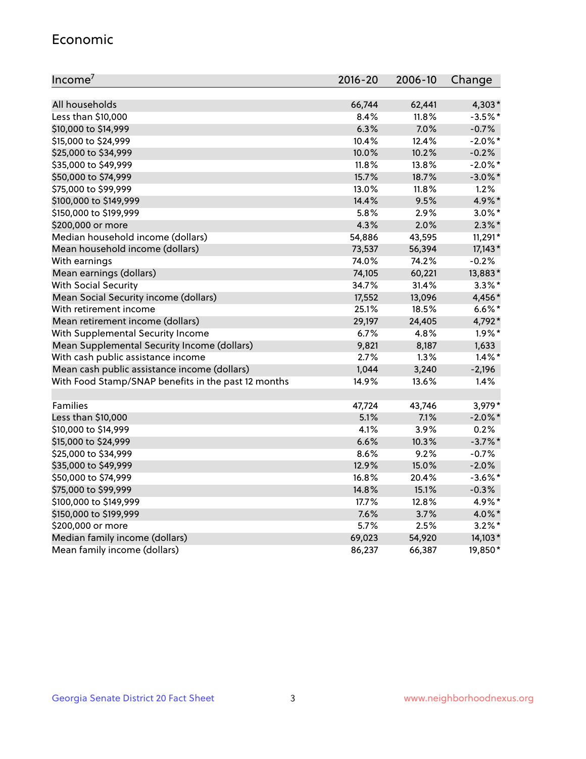## Economic

| Income[7] | 2016-20 | 2006-10 | Change |
|---|---|---|---|
| All households | 66,744 | 62,441 | 4,303* |
| Less than $10,000 | 8.4% | 11.8% | -3.5%* |
| $10,000 to $14,999 | 6.3% | 7.0% | -0.7% |
| $15,000 to $24,999 | 10.4% | 12.4% | -2.0%* |
| $25,000 to $34,999 | 10.0% | 10.2% | -0.2% |
| $35,000 to $49,999 | 11.8% | 13.8% | -2.0%* |
| $50,000 to $74,999 | 15.7% | 18.7% | -3.0%* |
| $75,000 to $99,999 | 13.0% | 11.8% | 1.2% |
| $100,000 to $149,999 | 14.4% | 9.5% | 4.9%* |
| $150,000 to $199,999 | 5.8% | 2.9% | 3.0%* |
| $200,000 or more | 4.3% | 2.0% | 2.3%* |
| Median household income (dollars) | 54,886 | 43,595 | 11,291* |
| Mean household income (dollars) | 73,537 | 56,394 | 17,143* |
| With earnings | 74.0% | 74.2% | -0.2% |
| Mean earnings (dollars) | 74,105 | 60,221 | 13,883* |
| With Social Security | 34.7% | 31.4% | 3.3%* |
| Mean Social Security income (dollars) | 17,552 | 13,096 | 4,456* |
| With retirement income | 25.1% | 18.5% | 6.6%* |
| Mean retirement income (dollars) | 29,197 | 24,405 | 4,792* |
| With Supplemental Security Income | 6.7% | 4.8% | 1.9%* |
| Mean Supplemental Security Income (dollars) | 9,821 | 8,187 | 1,633 |
| With cash public assistance income | 2.7% | 1.3% | 1.4%* |
| Mean cash public assistance income (dollars) | 1,044 | 3,240 | -2,196 |
| With Food Stamp/SNAP benefits in the past 12 months | 14.9% | 13.6% | 1.4% |
| | | | |
| Families | 47,724 | 43,746 | 3,979* |
| Less than $10,000 | 5.1% | 7.1% | -2.0%* |
| $10,000 to $14,999 | 4.1% | 3.9% | 0.2% |
| $15,000 to $24,999 | 6.6% | 10.3% | -3.7%* |
| $25,000 to $34,999 | 8.6% | 9.2% | -0.7% |
| $35,000 to $49,999 | 12.9% | 15.0% | -2.0% |
| $50,000 to $74,999 | 16.8% | 20.4% | -3.6%* |
| $75,000 to $99,999 | 14.8% | 15.1% | -0.3% |
| $100,000 to $149,999 | 17.7% | 12.8% | 4.9%* |
| $150,000 to $199,999 | 7.6% | 3.7% | 4.0%* |
| $200,000 or more | 5.7% | 2.5% | 3.2%* |
| Median family income (dollars) | 69,023 | 54,920 | 14,103* |
| Mean family income (dollars) | 86,237 | 66,387 | 19,850* |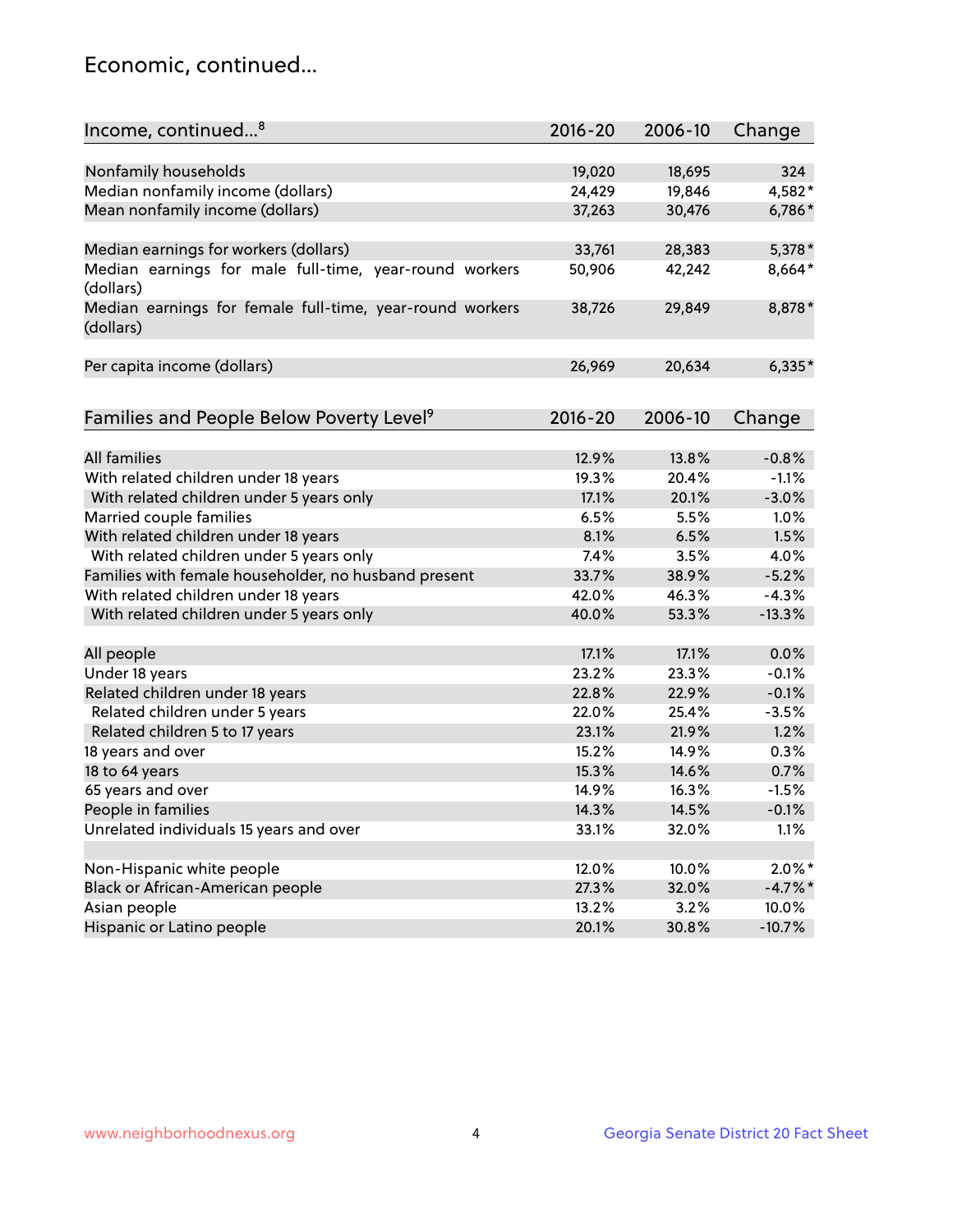## Economic, continued...

| Income, continued...[8] | 2016-20 | 2006-10 | Change |
|---|---|---|---|
| Nonfamily households | 19,020 | 18,695 | 324 |
| Median nonfamily income (dollars) | 24,429 | 19,846 | 4,582* |
| Mean nonfamily income (dollars) | 37,263 | 30,476 | 6,786* |
| Median earnings for workers (dollars) | 33,761 | 28,383 | 5,378* |
| Median earnings for male full-time, year-round workers (dollars) | 50,906 | 42,242 | 8,664* |
| Median earnings for female full-time, year-round workers (dollars) | 38,726 | 29,849 | 8,878* |
| Per capita income (dollars) | 26,969 | 20,634 | 6,335* |

| Families and People Below Poverty Level[9] | 2016-20 | 2006-10 | Change |
|---|---|---|---|
| All families | 12.9% | 13.8% | -0.8% |
| With related children under 18 years | 19.3% | 20.4% | -1.1% |
| With related children under 5 years only | 17.1% | 20.1% | -3.0% |
| Married couple families | 6.5% | 5.5% | 1.0% |
| With related children under 18 years | 8.1% | 6.5% | 1.5% |
| With related children under 5 years only | 7.4% | 3.5% | 4.0% |
| Families with female householder, no husband present | 33.7% | 38.9% | -5.2% |
| With related children under 18 years | 42.0% | 46.3% | -4.3% |
| With related children under 5 years only | 40.0% | 53.3% | -13.3% |
| All people | 17.1% | 17.1% | 0.0% |
| Under 18 years | 23.2% | 23.3% | -0.1% |
| Related children under 18 years | 22.8% | 22.9% | -0.1% |
| Related children under 5 years | 22.0% | 25.4% | -3.5% |
| Related children 5 to 17 years | 23.1% | 21.9% | 1.2% |
| 18 years and over | 15.2% | 14.9% | 0.3% |
| 18 to 64 years | 15.3% | 14.6% | 0.7% |
| 65 years and over | 14.9% | 16.3% | -1.5% |
| People in families | 14.3% | 14.5% | -0.1% |
| Unrelated individuals 15 years and over | 33.1% | 32.0% | 1.1% |
| Non-Hispanic white people | 12.0% | 10.0% | 2.0%* |
| Black or African-American people | 27.3% | 32.0% | -4.7%* |
| Asian people | 13.2% | 3.2% | 10.0% |
| Hispanic or Latino people | 20.1% | 30.8% | -10.7% |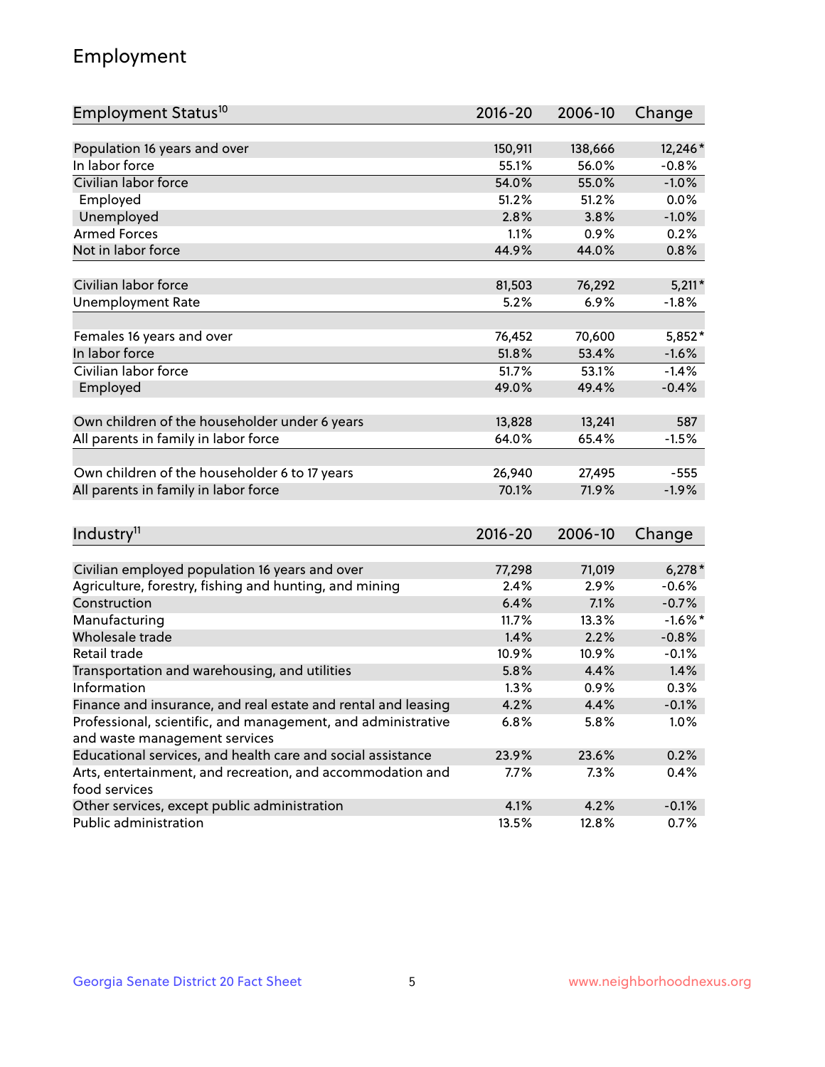## Employment

| Employment Status[10] | 2016-20 | 2006-10 | Change |
| --- | --- | --- | --- |
| Population 16 years and over | 150,911 | 138,666 | 12,246* |
| In labor force | 55.1% | 56.0% | -0.8% |
| Civilian labor force | 54.0% | 55.0% | -1.0% |
| Employed | 51.2% | 51.2% | 0.0% |
| Unemployed | 2.8% | 3.8% | -1.0% |
| Armed Forces | 1.1% | 0.9% | 0.2% |
| Not in labor force | 44.9% | 44.0% | 0.8% |
| | | | |
| Civilian labor force | 81,503 | 76,292 | 5,211* |
| Unemployment Rate | 5.2% | 6.9% | -1.8% |
| | | | |
| Females 16 years and over | 76,452 | 70,600 | 5,852* |
| In labor force | 51.8% | 53.4% | -1.6% |
| Civilian labor force | 51.7% | 53.1% | -1.4% |
| Employed | 49.0% | 49.4% | -0.4% |
| | | | |
| Own children of the householder under 6 years | 13,828 | 13,241 | 587 |
| All parents in family in labor force | 64.0% | 65.4% | -1.5% |
| | | | |
| Own children of the householder 6 to 17 years | 26,940 | 27,495 | -555 |
| All parents in family in labor force | 70.1% | 71.9% | -1.9% |

| Industry[11] | 2016-20 | 2006-10 | Change |
| --- | --- | --- | --- |
| Civilian employed population 16 years and over | 77,298 | 71,019 | 6,278* |
| Agriculture, forestry, fishing and hunting, and mining | 2.4% | 2.9% | -0.6% |
| Construction | 6.4% | 7.1% | -0.7% |
| Manufacturing | 11.7% | 13.3% | -1.6%* |
| Wholesale trade | 1.4% | 2.2% | -0.8% |
| Retail trade | 10.9% | 10.9% | -0.1% |
| Transportation and warehousing, and utilities | 5.8% | 4.4% | 1.4% |
| Information | 1.3% | 0.9% | 0.3% |
| Finance and insurance, and real estate and rental and leasing | 4.2% | 4.4% | -0.1% |
| Professional, scientific, and management, and administrative and waste management services | 6.8% | 5.8% | 1.0% |
| Educational services, and health care and social assistance | 23.9% | 23.6% | 0.2% |
| Arts, entertainment, and recreation, and accommodation and food services | 7.7% | 7.3% | 0.4% |
| Other services, except public administration | 4.1% | 4.2% | -0.1% |
| Public administration | 13.5% | 12.8% | 0.7% |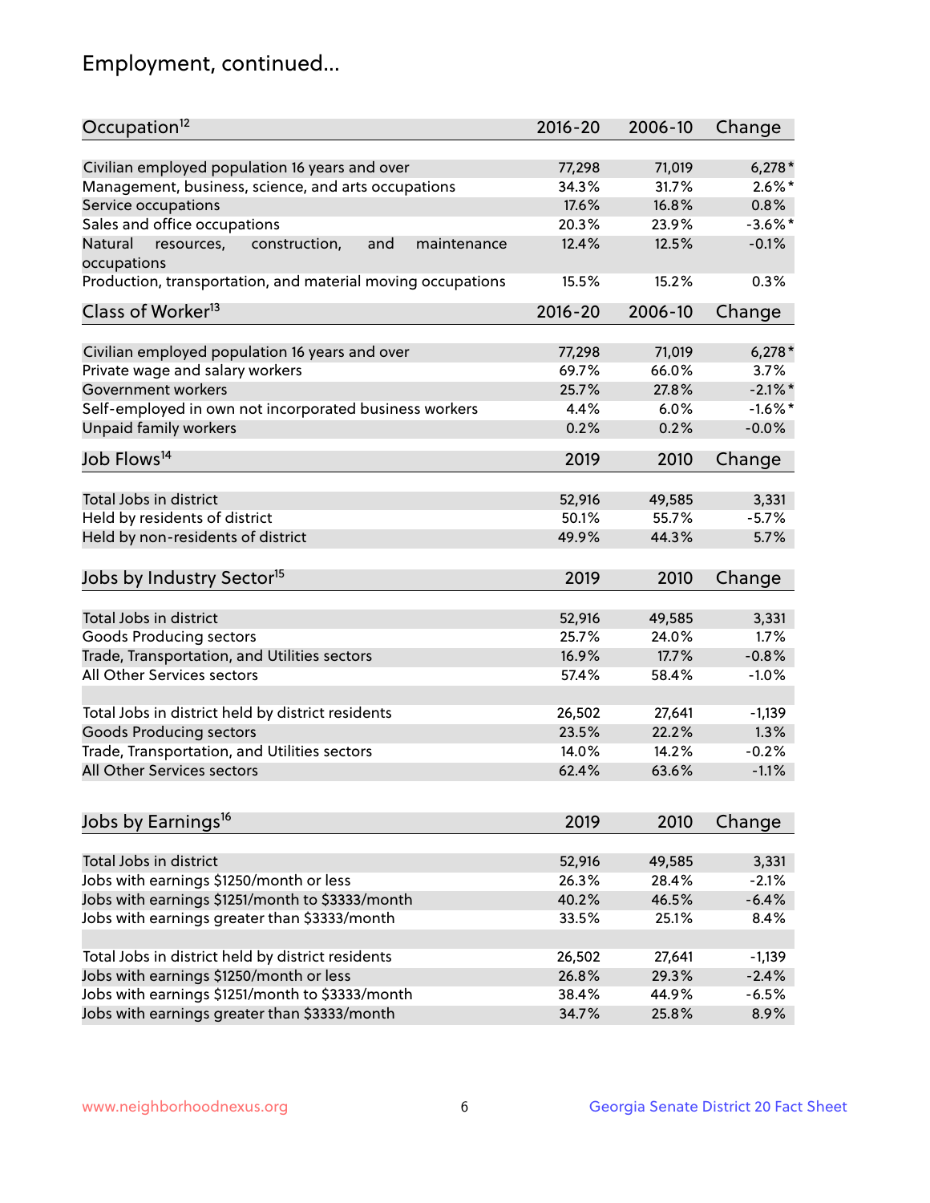# Employment, continued...

| Occupation[12] | 2016-20 | 2006-10 | Change |
|---|---|---|---|
| Civilian employed population 16 years and over | 77,298 | 71,019 | 6,278* |
| Management, business, science, and arts occupations | 34.3% | 31.7% | 2.6%* |
| Service occupations | 17.6% | 16.8% | 0.8% |
| Sales and office occupations | 20.3% | 23.9% | -3.6%* |
| Natural resources, construction, and maintenance occupations | 12.4% | 12.5% | -0.1% |
| Production, transportation, and material moving occupations | 15.5% | 15.2% | 0.3% |

| Class of Worker[13] | 2016-20 | 2006-10 | Change |
|---|---|---|---|
| Civilian employed population 16 years and over | 77,298 | 71,019 | 6,278* |
| Private wage and salary workers | 69.7% | 66.0% | 3.7% |
| Government workers | 25.7% | 27.8% | -2.1%* |
| Self-employed in own not incorporated business workers | 4.4% | 6.0% | -1.6%* |
| Unpaid family workers | 0.2% | 0.2% | -0.0% |

| Job Flows[14] | 2019 | 2010 | Change |
|---|---|---|---|
| Total Jobs in district | 52,916 | 49,585 | 3,331 |
| Held by residents of district | 50.1% | 55.7% | -5.7% |
| Held by non-residents of district | 49.9% | 44.3% | 5.7% |

| Jobs by Industry Sector[15] | 2019 | 2010 | Change |
|---|---|---|---|
| Total Jobs in district | 52,916 | 49,585 | 3,331 |
| Goods Producing sectors | 25.7% | 24.0% | 1.7% |
| Trade, Transportation, and Utilities sectors | 16.9% | 17.7% | -0.8% |
| All Other Services sectors | 57.4% | 58.4% | -1.0% |
| | | | |
| Total Jobs in district held by district residents | 26,502 | 27,641 | -1,139 |
| Goods Producing sectors | 23.5% | 22.2% | 1.3% |
| Trade, Transportation, and Utilities sectors | 14.0% | 14.2% | -0.2% |
| All Other Services sectors | 62.4% | 63.6% | -1.1% |

| Jobs by Earnings[16] | 2019 | 2010 | Change |
|---|---|---|---|
| Total Jobs in district | 52,916 | 49,585 | 3,331 |
| Jobs with earnings $1250/month or less | 26.3% | 28.4% | -2.1% |
| Jobs with earnings $1251/month to $3333/month | 40.2% | 46.5% | -6.4% |
| Jobs with earnings greater than $3333/month | 33.5% | 25.1% | 8.4% |
| | | | |
| Total Jobs in district held by district residents | 26,502 | 27,641 | -1,139 |
| Jobs with earnings $1250/month or less | 26.8% | 29.3% | -2.4% |
| Jobs with earnings $1251/month to $3333/month | 38.4% | 44.9% | -6.5% |
| Jobs with earnings greater than $3333/month | 34.7% | 25.8% | 8.9% |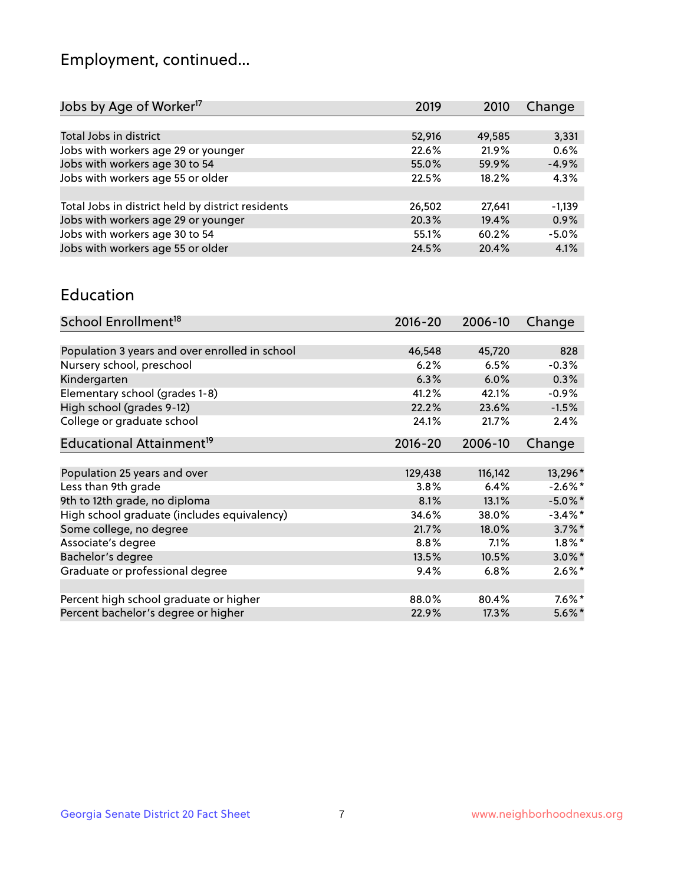## Employment, continued...

| Jobs by Age of Worker[17] | 2019 | 2010 | Change |
|---|---|---|---|
| Total Jobs in district | 52,916 | 49,585 | 3,331 |
| Jobs with workers age 29 or younger | 22.6% | 21.9% | 0.6% |
| Jobs with workers age 30 to 54 | 55.0% | 59.9% | -4.9% |
| Jobs with workers age 55 or older | 22.5% | 18.2% | 4.3% |
| | | | |
| Total Jobs in district held by district residents | 26,502 | 27,641 | -1,139 |
| Jobs with workers age 29 or younger | 20.3% | 19.4% | 0.9% |
| Jobs with workers age 30 to 54 | 55.1% | 60.2% | -5.0% |
| Jobs with workers age 55 or older | 24.5% | 20.4% | 4.1% |

## Education

| School Enrollment[18] | 2016-20 | 2006-10 | Change |
|---|---|---|---|
| Population 3 years and over enrolled in school | 46,548 | 45,720 | 828 |
| Nursery school, preschool | 6.2% | 6.5% | -0.3% |
| Kindergarten | 6.3% | 6.0% | 0.3% |
| Elementary school (grades 1-8) | 41.2% | 42.1% | -0.9% |
| High school (grades 9-12) | 22.2% | 23.6% | -1.5% |
| College or graduate school | 24.1% | 21.7% | 2.4% |

| Educational Attainment[19] | 2016-20 | 2006-10 | Change |
|---|---|---|---|
| Population 25 years and over | 129,438 | 116,142 | 13,296* |
| Less than 9th grade | 3.8% | 6.4% | -2.6%* |
| 9th to 12th grade, no diploma | 8.1% | 13.1% | -5.0%* |
| High school graduate (includes equivalency) | 34.6% | 38.0% | -3.4%* |
| Some college, no degree | 21.7% | 18.0% | 3.7%* |
| Associate's degree | 8.8% | 7.1% | 1.8%* |
| Bachelor's degree | 13.5% | 10.5% | 3.0%* |
| Graduate or professional degree | 9.4% | 6.8% | 2.6%* |
| | | | |
| Percent high school graduate or higher | 88.0% | 80.4% | 7.6%* |
| Percent bachelor's degree or higher | 22.9% | 17.3% | 5.6%* |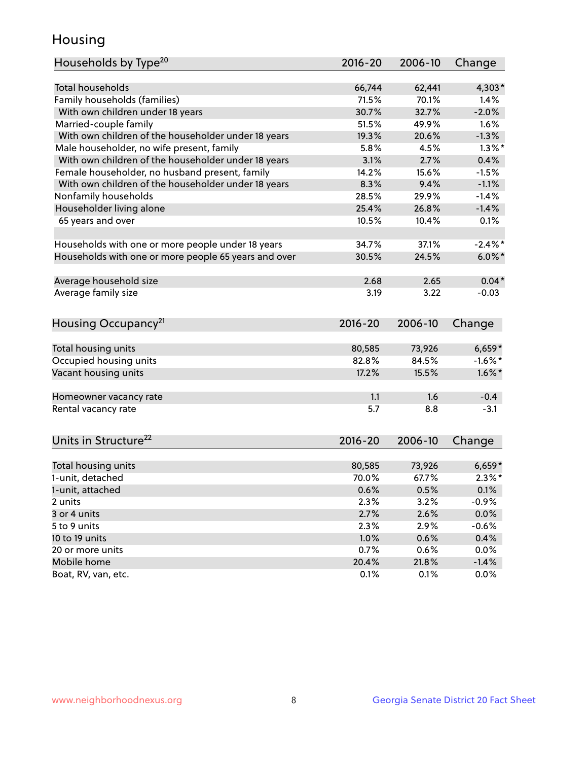# Housing

| Households by Type[20] | 2016-20 | 2006-10 | Change |
|---|---|---|---|
| Total households | 66,744 | 62,441 | 4,303* |
| Family households (families) | 71.5% | 70.1% | 1.4% |
| With own children under 18 years | 30.7% | 32.7% | -2.0% |
| Married-couple family | 51.5% | 49.9% | 1.6% |
| With own children of the householder under 18 years | 19.3% | 20.6% | -1.3% |
| Male householder, no wife present, family | 5.8% | 4.5% | 1.3%* |
| With own children of the householder under 18 years | 3.1% | 2.7% | 0.4% |
| Female householder, no husband present, family | 14.2% | 15.6% | -1.5% |
| With own children of the householder under 18 years | 8.3% | 9.4% | -1.1% |
| Nonfamily households | 28.5% | 29.9% | -1.4% |
| Householder living alone | 25.4% | 26.8% | -1.4% |
| 65 years and over | 10.5% | 10.4% | 0.1% |
| | | | |
| Households with one or more people under 18 years | 34.7% | 37.1% | -2.4%* |
| Households with one or more people 65 years and over | 30.5% | 24.5% | 6.0%* |
| | | | |
| Average household size | 2.68 | 2.65 | 0.04* |
| Average family size | 3.19 | 3.22 | -0.03 |

| Housing Occupancy[21] | 2016-20 | 2006-10 | Change |
|---|---|---|---|
| Total housing units | 80,585 | 73,926 | 6,659* |
| Occupied housing units | 82.8% | 84.5% | -1.6%* |
| Vacant housing units | 17.2% | 15.5% | 1.6%* |
| | | | |
| Homeowner vacancy rate | 1.1 | 1.6 | -0.4 |
| Rental vacancy rate | 5.7 | 8.8 | -3.1 |

| Units in Structure[22] | 2016-20 | 2006-10 | Change |
|---|---|---|---|
| Total housing units | 80,585 | 73,926 | 6,659* |
| 1-unit, detached | 70.0% | 67.7% | 2.3%* |
| 1-unit, attached | 0.6% | 0.5% | 0.1% |
| 2 units | 2.3% | 3.2% | -0.9% |
| 3 or 4 units | 2.7% | 2.6% | 0.0% |
| 5 to 9 units | 2.3% | 2.9% | -0.6% |
| 10 to 19 units | 1.0% | 0.6% | 0.4% |
| 20 or more units | 0.7% | 0.6% | 0.0% |
| Mobile home | 20.4% | 21.8% | -1.4% |
| Boat, RV, van, etc. | 0.1% | 0.1% | 0.0% |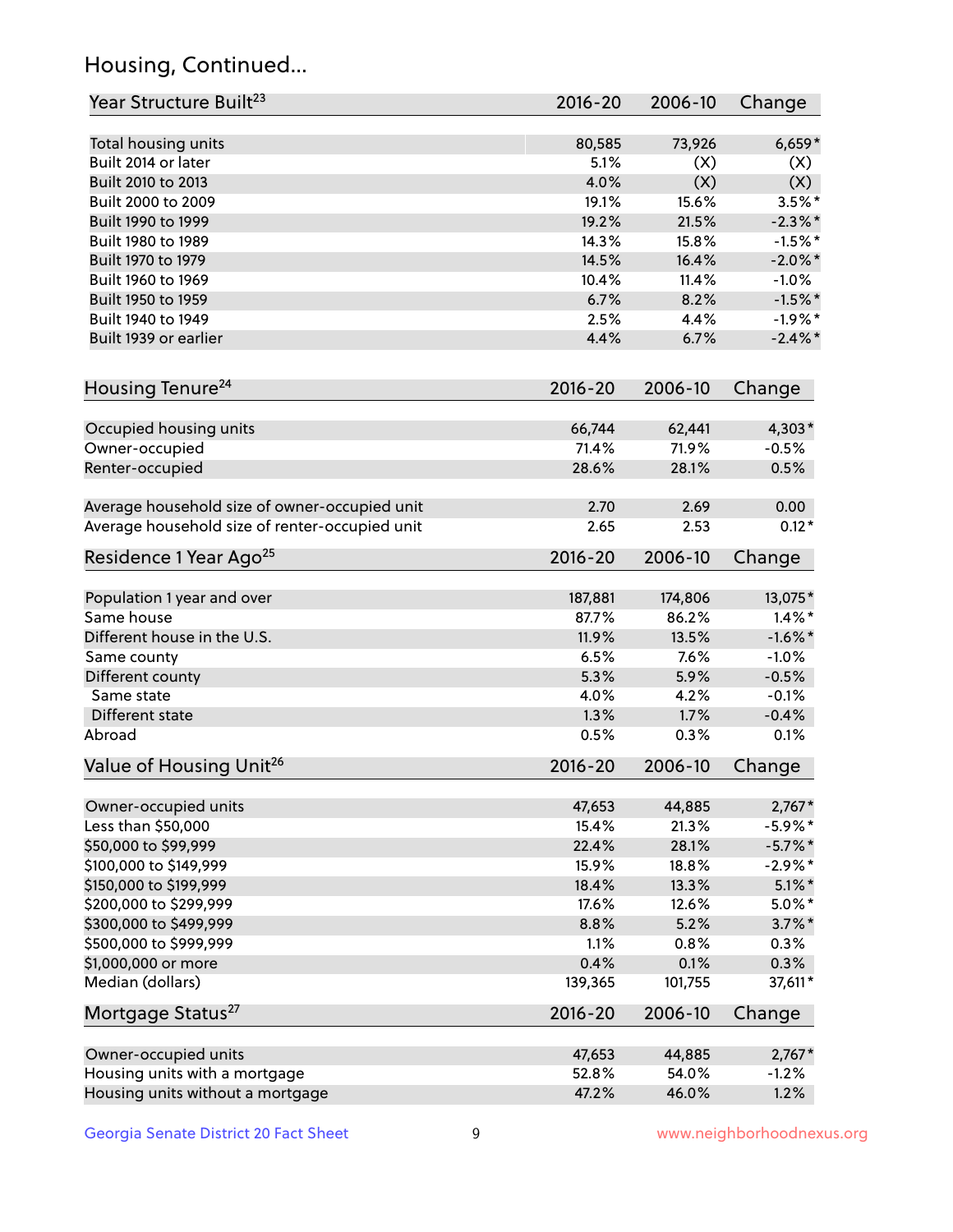## Housing, Continued...

| Year Structure Built[23] | 2016-20 | 2006-10 | Change |
|---|---|---|---|
| Total housing units | 80,585 | 73,926 | 6,659* |
| Built 2014 or later | 5.1% | (X) | (X) |
| Built 2010 to 2013 | 4.0% | (X) | (X) |
| Built 2000 to 2009 | 19.1% | 15.6% | 3.5%* |
| Built 1990 to 1999 | 19.2% | 21.5% | -2.3%* |
| Built 1980 to 1989 | 14.3% | 15.8% | -1.5%* |
| Built 1970 to 1979 | 14.5% | 16.4% | -2.0%* |
| Built 1960 to 1969 | 10.4% | 11.4% | -1.0% |
| Built 1950 to 1959 | 6.7% | 8.2% | -1.5%* |
| Built 1940 to 1949 | 2.5% | 4.4% | -1.9%* |
| Built 1939 or earlier | 4.4% | 6.7% | -2.4%* |

| Housing Tenure[24] | 2016-20 | 2006-10 | Change |
|---|---|---|---|
| Occupied housing units | 66,744 | 62,441 | 4,303* |
| Owner-occupied | 71.4% | 71.9% | -0.5% |
| Renter-occupied | 28.6% | 28.1% | 0.5% |
| Average household size of owner-occupied unit | 2.70 | 2.69 | 0.00 |
| Average household size of renter-occupied unit | 2.65 | 2.53 | 0.12* |

| Residence 1 Year Ago[25] | 2016-20 | 2006-10 | Change |
|---|---|---|---|
| Population 1 year and over | 187,881 | 174,806 | 13,075* |
| Same house | 87.7% | 86.2% | 1.4%* |
| Different house in the U.S. | 11.9% | 13.5% | -1.6%* |
| Same county | 6.5% | 7.6% | -1.0% |
| Different county | 5.3% | 5.9% | -0.5% |
| Same state | 4.0% | 4.2% | -0.1% |
| Different state | 1.3% | 1.7% | -0.4% |
| Abroad | 0.5% | 0.3% | 0.1% |

| Value of Housing Unit[26] | 2016-20 | 2006-10 | Change |
|---|---|---|---|
| Owner-occupied units | 47,653 | 44,885 | 2,767* |
| Less than $50,000 | 15.4% | 21.3% | -5.9%* |
| $50,000 to $99,999 | 22.4% | 28.1% | -5.7%* |
| $100,000 to $149,999 | 15.9% | 18.8% | -2.9%* |
| $150,000 to $199,999 | 18.4% | 13.3% | 5.1%* |
| $200,000 to $299,999 | 17.6% | 12.6% | 5.0%* |
| $300,000 to $499,999 | 8.8% | 5.2% | 3.7%* |
| $500,000 to $999,999 | 1.1% | 0.8% | 0.3% |
| $1,000,000 or more | 0.4% | 0.1% | 0.3% |
| Median (dollars) | 139,365 | 101,755 | 37,611* |

| Mortgage Status[27] | 2016-20 | 2006-10 | Change |
|---|---|---|---|
| Owner-occupied units | 47,653 | 44,885 | 2,767* |
| Housing units with a mortgage | 52.8% | 54.0% | -1.2% |
| Housing units without a mortgage | 47.2% | 46.0% | 1.2% |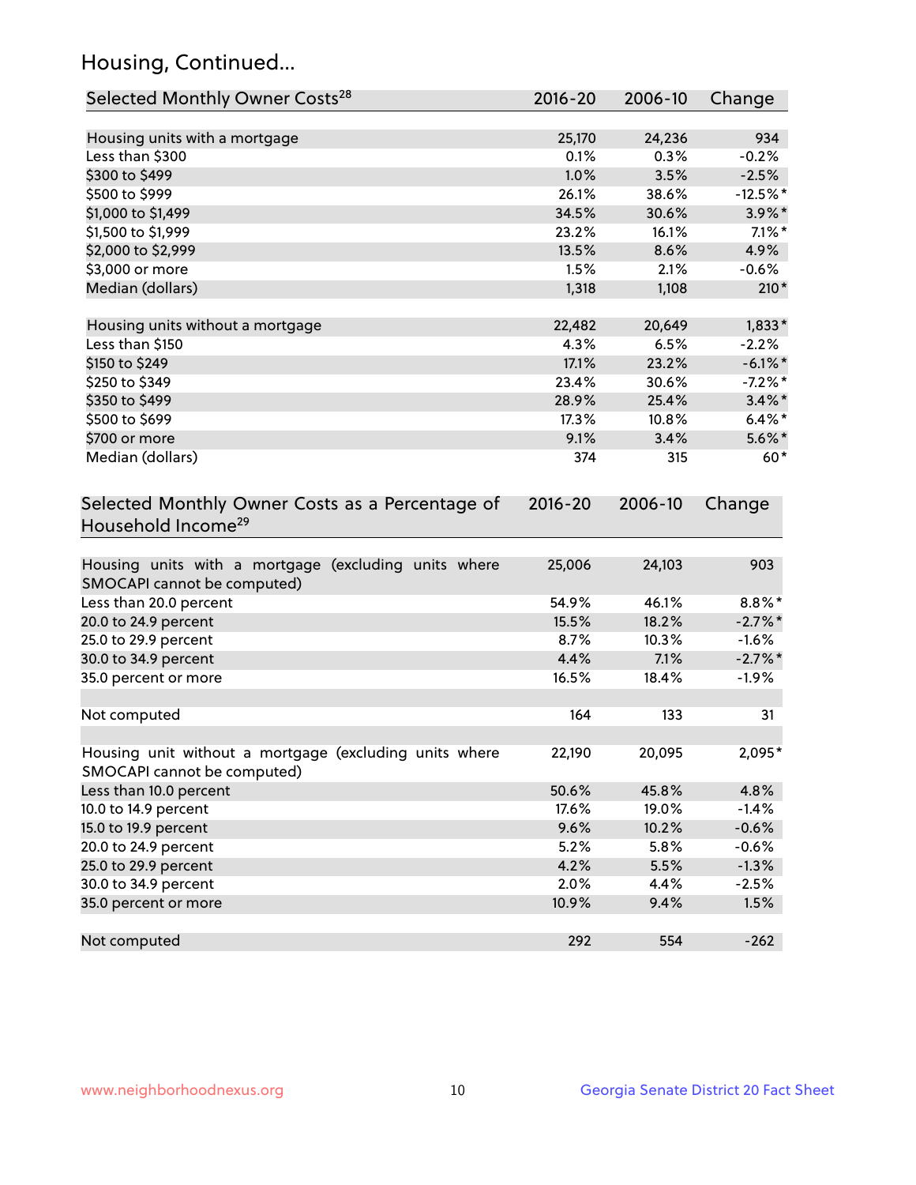## Housing, Continued...

| Selected Monthly Owner Costs[28] | 2016-20 | 2006-10 | Change |
|---|---|---|---|
| Housing units with a mortgage | 25,170 | 24,236 | 934 |
| Less than $300 | 0.1% | 0.3% | -0.2% |
| $300 to $499 | 1.0% | 3.5% | -2.5% |
| $500 to $999 | 26.1% | 38.6% | -12.5%* |
| $1,000 to $1,499 | 34.5% | 30.6% | 3.9%* |
| $1,500 to $1,999 | 23.2% | 16.1% | 7.1%* |
| $2,000 to $2,999 | 13.5% | 8.6% | 4.9% |
| $3,000 or more | 1.5% | 2.1% | -0.6% |
| Median (dollars) | 1,318 | 1,108 | 210* |
| Housing units without a mortgage | 22,482 | 20,649 | 1,833* |
| Less than $150 | 4.3% | 6.5% | -2.2% |
| $150 to $249 | 17.1% | 23.2% | -6.1%* |
| $250 to $349 | 23.4% | 30.6% | -7.2%* |
| $350 to $499 | 28.9% | 25.4% | 3.4%* |
| $500 to $699 | 17.3% | 10.8% | 6.4%* |
| $700 or more | 9.1% | 3.4% | 5.6%* |
| Median (dollars) | 374 | 315 | 60* |

| Selected Monthly Owner Costs as a Percentage of Household Income[29] | 2016-20 | 2006-10 | Change |
|---|---|---|---|
| Housing units with a mortgage (excluding units where SMOCAPI cannot be computed) | 25,006 | 24,103 | 903 |
| Less than 20.0 percent | 54.9% | 46.1% | 8.8%* |
| 20.0 to 24.9 percent | 15.5% | 18.2% | -2.7%* |
| 25.0 to 29.9 percent | 8.7% | 10.3% | -1.6% |
| 30.0 to 34.9 percent | 4.4% | 7.1% | -2.7%* |
| 35.0 percent or more | 16.5% | 18.4% | -1.9% |
| Not computed | 164 | 133 | 31 |
| Housing unit without a mortgage (excluding units where SMOCAPI cannot be computed) | 22,190 | 20,095 | 2,095* |
| Less than 10.0 percent | 50.6% | 45.8% | 4.8% |
| 10.0 to 14.9 percent | 17.6% | 19.0% | -1.4% |
| 15.0 to 19.9 percent | 9.6% | 10.2% | -0.6% |
| 20.0 to 24.9 percent | 5.2% | 5.8% | -0.6% |
| 25.0 to 29.9 percent | 4.2% | 5.5% | -1.3% |
| 30.0 to 34.9 percent | 2.0% | 4.4% | -2.5% |
| 35.0 percent or more | 10.9% | 9.4% | 1.5% |
| Not computed | 292 | 554 | -262 |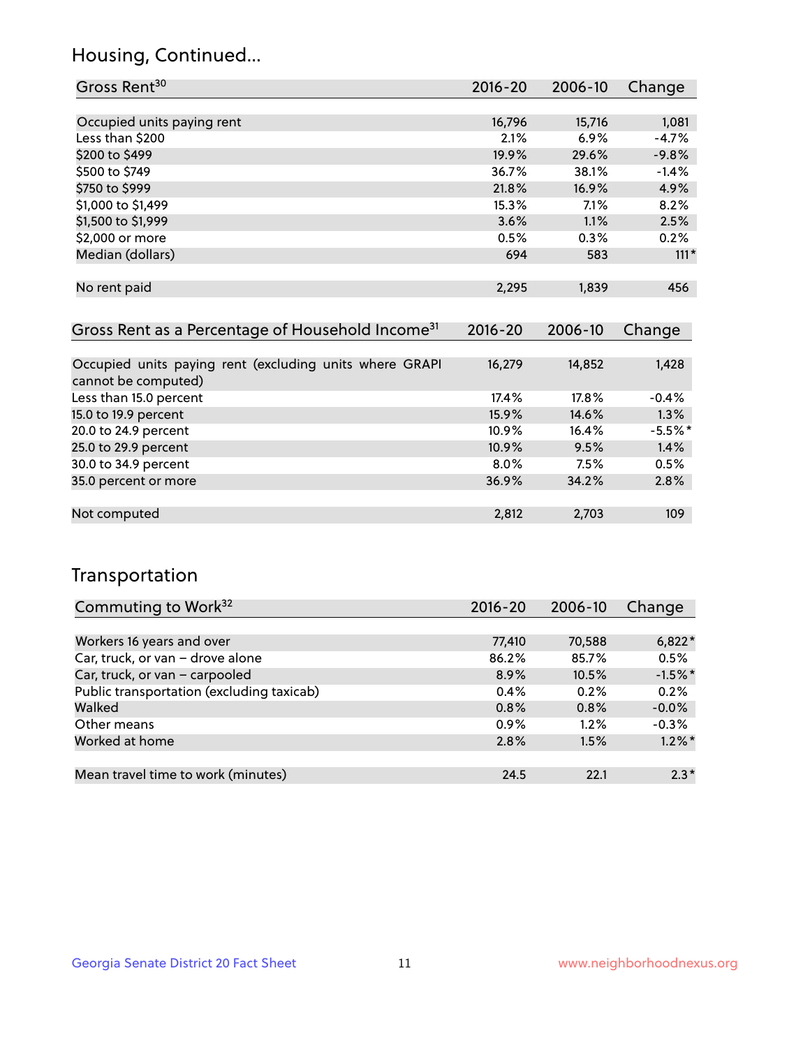## Housing, Continued...

| Gross Rent[30] | 2016-20 | 2006-10 | Change |
|---|---|---|---|
| Occupied units paying rent | 16,796 | 15,716 | 1,081 |
| Less than $200 | 2.1% | 6.9% | -4.7% |
| $200 to $499 | 19.9% | 29.6% | -9.8% |
| $500 to $749 | 36.7% | 38.1% | -1.4% |
| $750 to $999 | 21.8% | 16.9% | 4.9% |
| $1,000 to $1,499 | 15.3% | 7.1% | 8.2% |
| $1,500 to $1,999 | 3.6% | 1.1% | 2.5% |
| $2,000 or more | 0.5% | 0.3% | 0.2% |
| Median (dollars) | 694 | 583 | 111* |
| No rent paid | 2,295 | 1,839 | 456 |

| Gross Rent as a Percentage of Household Income[31] | 2016-20 | 2006-10 | Change |
|---|---|---|---|
| Occupied units paying rent (excluding units where GRAPI cannot be computed) | 16,279 | 14,852 | 1,428 |
| Less than 15.0 percent | 17.4% | 17.8% | -0.4% |
| 15.0 to 19.9 percent | 15.9% | 14.6% | 1.3% |
| 20.0 to 24.9 percent | 10.9% | 16.4% | -5.5%* |
| 25.0 to 29.9 percent | 10.9% | 9.5% | 1.4% |
| 30.0 to 34.9 percent | 8.0% | 7.5% | 0.5% |
| 35.0 percent or more | 36.9% | 34.2% | 2.8% |
| Not computed | 2,812 | 2,703 | 109 |

## Transportation

| Commuting to Work[32] | 2016-20 | 2006-10 | Change |
|---|---|---|---|
| Workers 16 years and over | 77,410 | 70,588 | 6,822* |
| Car, truck, or van – drove alone | 86.2% | 85.7% | 0.5% |
| Car, truck, or van – carpooled | 8.9% | 10.5% | -1.5%* |
| Public transportation (excluding taxicab) | 0.4% | 0.2% | 0.2% |
| Walked | 0.8% | 0.8% | -0.0% |
| Other means | 0.9% | 1.2% | -0.3% |
| Worked at home | 2.8% | 1.5% | 1.2%* |
| Mean travel time to work (minutes) | 24.5 | 22.1 | 2.3* |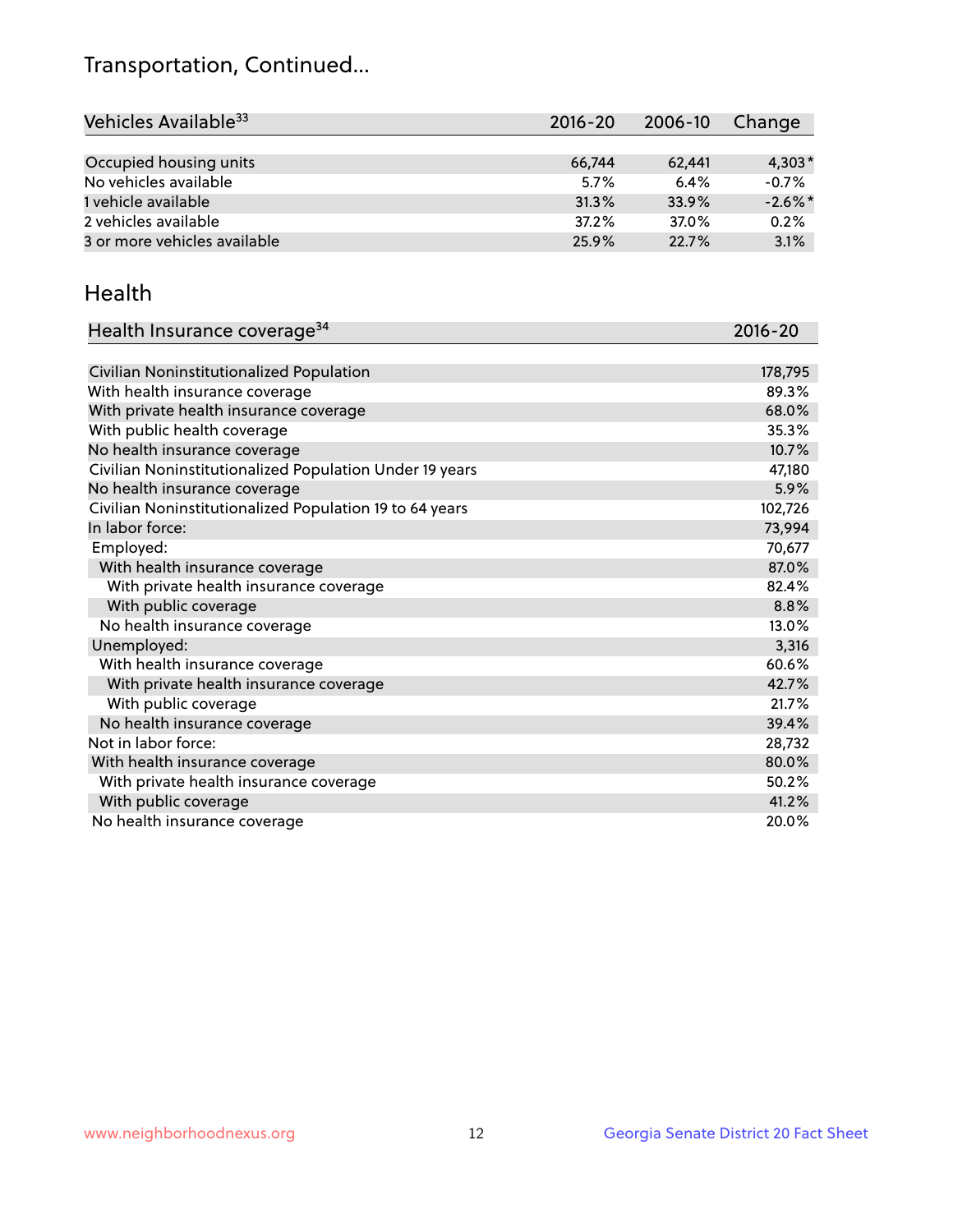# Transportation, Continued...

| Vehicles Available[33] | 2016-20 | 2006-10 | Change |
|---|---|---|---|
| Occupied housing units | 66,744 | 62,441 | 4,303* |
| No vehicles available | 5.7% | 6.4% | -0.7% |
| 1 vehicle available | 31.3% | 33.9% | -2.6%* |
| 2 vehicles available | 37.2% | 37.0% | 0.2% |
| 3 or more vehicles available | 25.9% | 22.7% | 3.1% |

## Health

| Health Insurance coverage[34] | 2016-20 |
|---|---|
| Civilian Noninstitutionalized Population | 178,795 |
| With health insurance coverage | 89.3% |
| With private health insurance coverage | 68.0% |
| With public health coverage | 35.3% |
| No health insurance coverage | 10.7% |
| Civilian Noninstitutionalized Population Under 19 years | 47,180 |
| No health insurance coverage | 5.9% |
| Civilian Noninstitutionalized Population 19 to 64 years | 102,726 |
| In labor force: | 73,994 |
| Employed: | 70,677 |
| With health insurance coverage | 87.0% |
| With private health insurance coverage | 82.4% |
| With public coverage | 8.8% |
| No health insurance coverage | 13.0% |
| Unemployed: | 3,316 |
| With health insurance coverage | 60.6% |
| With private health insurance coverage | 42.7% |
| With public coverage | 21.7% |
| No health insurance coverage | 39.4% |
| Not in labor force: | 28,732 |
| With health insurance coverage | 80.0% |
| With private health insurance coverage | 50.2% |
| With public coverage | 41.2% |
| No health insurance coverage | 20.0% |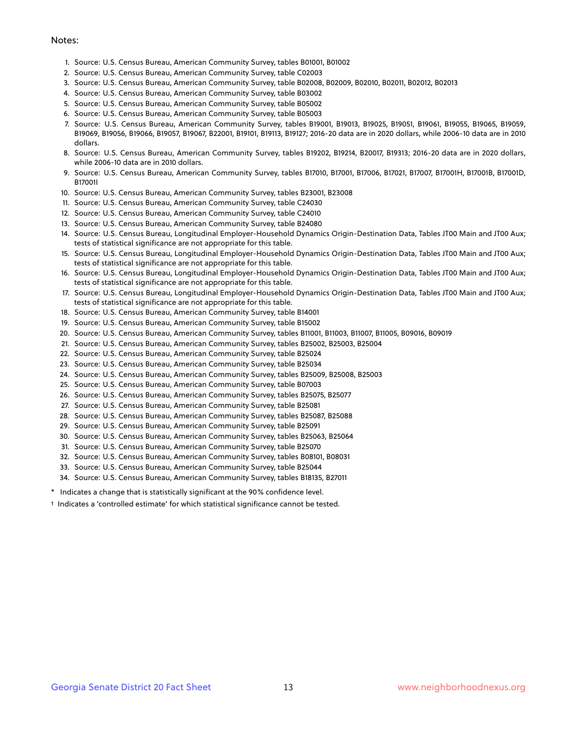Notes:

1. Source: U.S. Census Bureau, American Community Survey, tables B01001, B01002
2. Source: U.S. Census Bureau, American Community Survey, table C02003
3. Source: U.S. Census Bureau, American Community Survey, table B02008, B02009, B02010, B02011, B02012, B02013
4. Source: U.S. Census Bureau, American Community Survey, table B03002
5. Source: U.S. Census Bureau, American Community Survey, table B05002
6. Source: U.S. Census Bureau, American Community Survey, table B05003
7. Source: U.S. Census Bureau, American Community Survey, tables B19001, B19013, B19025, B19051, B19061, B19055, B19065, B19059, B19069, B19056, B19066, B19057, B19067, B22001, B19101, B19113, B19127; 2016-20 data are in 2020 dollars, while 2006-10 data are in 2010 dollars.
8. Source: U.S. Census Bureau, American Community Survey, tables B19202, B19214, B20017, B19313; 2016-20 data are in 2020 dollars, while 2006-10 data are in 2010 dollars.
9. Source: U.S. Census Bureau, American Community Survey, tables B17010, B17001, B17006, B17021, B17007, B17001H, B17001B, B17001D, B17001I
10. Source: U.S. Census Bureau, American Community Survey, tables B23001, B23008
11. Source: U.S. Census Bureau, American Community Survey, table C24030
12. Source: U.S. Census Bureau, American Community Survey, table C24010
13. Source: U.S. Census Bureau, American Community Survey, table B24080
14. Source: U.S. Census Bureau, Longitudinal Employer-Household Dynamics Origin-Destination Data, Tables JT00 Main and JT00 Aux; tests of statistical significance are not appropriate for this table.
15. Source: U.S. Census Bureau, Longitudinal Employer-Household Dynamics Origin-Destination Data, Tables JT00 Main and JT00 Aux; tests of statistical significance are not appropriate for this table.
16. Source: U.S. Census Bureau, Longitudinal Employer-Household Dynamics Origin-Destination Data, Tables JT00 Main and JT00 Aux; tests of statistical significance are not appropriate for this table.
17. Source: U.S. Census Bureau, Longitudinal Employer-Household Dynamics Origin-Destination Data, Tables JT00 Main and JT00 Aux; tests of statistical significance are not appropriate for this table.
18. Source: U.S. Census Bureau, American Community Survey, table B14001
19. Source: U.S. Census Bureau, American Community Survey, table B15002
20. Source: U.S. Census Bureau, American Community Survey, tables B11001, B11003, B11007, B11005, B09016, B09019
21. Source: U.S. Census Bureau, American Community Survey, tables B25002, B25003, B25004
22. Source: U.S. Census Bureau, American Community Survey, table B25024
23. Source: U.S. Census Bureau, American Community Survey, table B25034
24. Source: U.S. Census Bureau, American Community Survey, tables B25009, B25008, B25003
25. Source: U.S. Census Bureau, American Community Survey, table B07003
26. Source: U.S. Census Bureau, American Community Survey, tables B25075, B25077
27. Source: U.S. Census Bureau, American Community Survey, table B25081
28. Source: U.S. Census Bureau, American Community Survey, tables B25087, B25088
29. Source: U.S. Census Bureau, American Community Survey, table B25091
30. Source: U.S. Census Bureau, American Community Survey, tables B25063, B25064
31. Source: U.S. Census Bureau, American Community Survey, table B25070
32. Source: U.S. Census Bureau, American Community Survey, tables B08101, B08031
33. Source: U.S. Census Bureau, American Community Survey, table B25044
34. Source: U.S. Census Bureau, American Community Survey, tables B18135, B27011

\* Indicates a change that is statistically significant at the 90% confidence level.

† Indicates a 'controlled estimate' for which statistical significance cannot be tested.